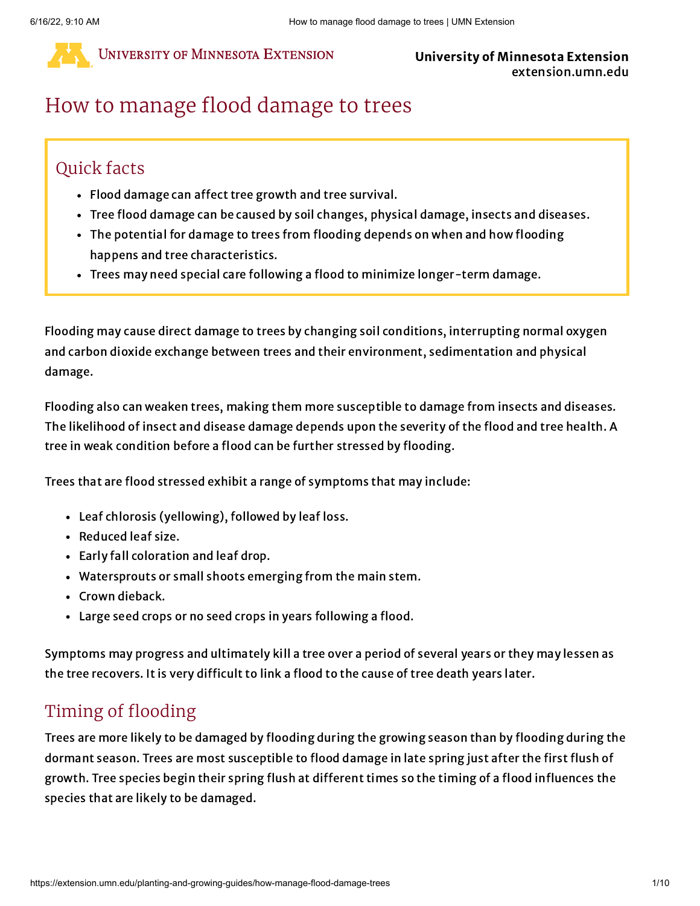University of Minnesota Extension
extension.umn.edu

# How to manage flood damage to trees

## Quick facts

- Flood damage can affect tree growth and tree survival.
- Tree flood damage can be caused by soil changes, physical damage, insects and diseases.
- The potential for damage to trees from flooding depends on when and how flooding happens and tree characteristics.
- Trees may need special care following a flood to minimize longer-term damage.

Flooding may cause direct damage to trees by changing soil conditions, interrupting normal oxygen and carbon dioxide exchange between trees and their environment, sedimentation and physical damage.

Flooding also can weaken trees, making them more susceptible to damage from insects and diseases. The likelihood of insect and disease damage depends upon the severity of the flood and tree health. A tree in weak condition before a flood can be further stressed by flooding.

Trees that are flood stressed exhibit a range of symptoms that may include:

- Leaf chlorosis (yellowing), followed by leaf loss.
- Reduced leaf size.
- Early fall coloration and leaf drop.
- Watersprouts or small shoots emerging from the main stem.
- Crown dieback.
- Large seed crops or no seed crops in years following a flood.

Symptoms may progress and ultimately kill a tree over a period of several years or they may lessen as the tree recovers. It is very difficult to link a flood to the cause of tree death years later.

## Timing of flooding

Trees are more likely to be damaged by flooding during the growing season than by flooding during the dormant season. Trees are most susceptible to flood damage in late spring just after the first flush of growth. Tree species begin their spring flush at different times so the timing of a flood influences the species that are likely to be damaged.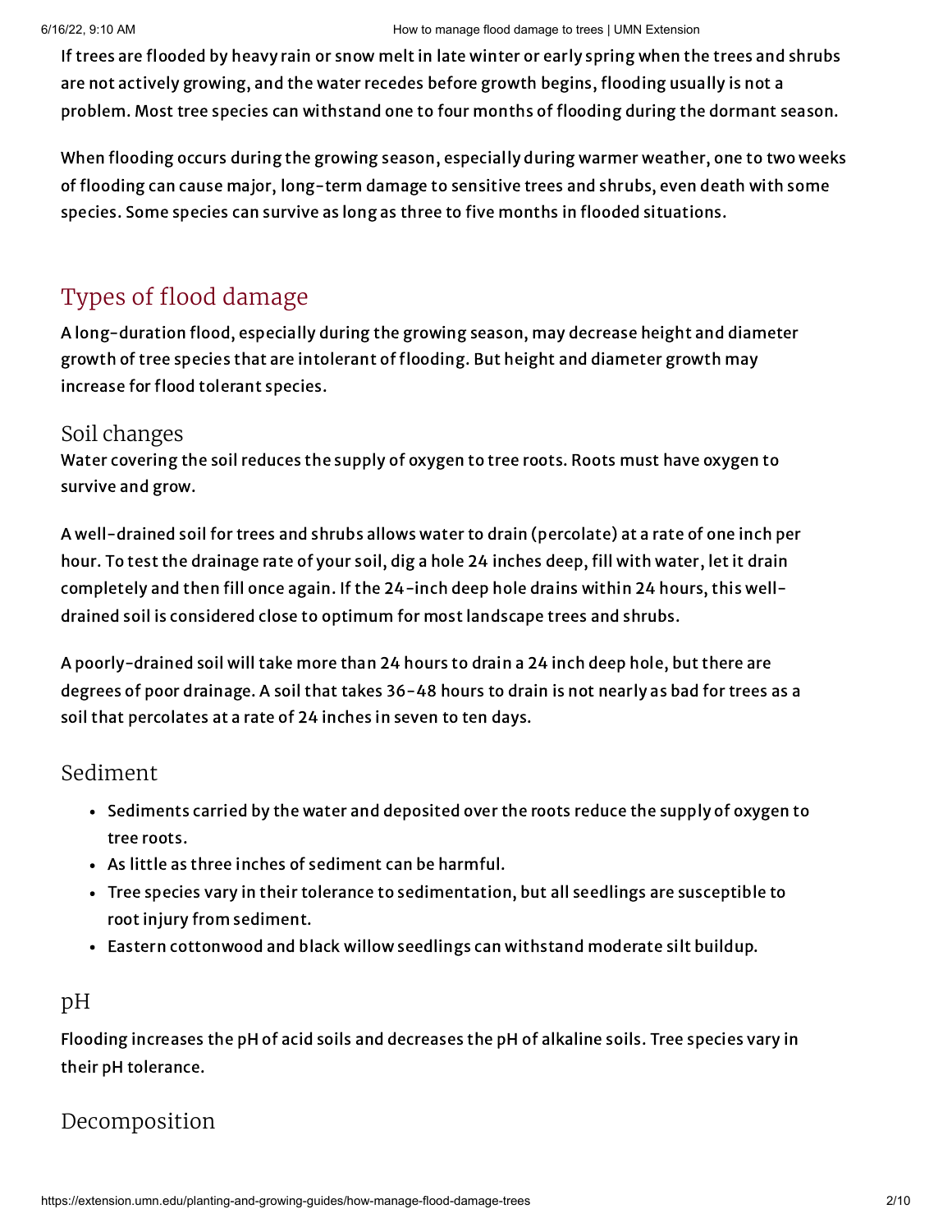If trees are flooded by heavy rain or snow melt in late winter or early spring when the trees and shrubs are not actively growing, and the water recedes before growth begins, flooding usually is not a problem. Most tree species can withstand one to four months of flooding during the dormant season.

When flooding occurs during the growing season, especially during warmer weather, one to two weeks of flooding can cause major, long-term damage to sensitive trees and shrubs, even death with some species. Some species can survive as long as three to five months in flooded situations.

## Types of flood damage

A long-duration flood, especially during the growing season, may decrease height and diameter growth of tree species that are intolerant of flooding. But height and diameter growth may increase for flood tolerant species.

### Soil changes

Water covering the soil reduces the supply of oxygen to tree roots. Roots must have oxygen to survive and grow.

A well-drained soil for trees and shrubs allows water to drain (percolate) at a rate of one inch per hour. To test the drainage rate of your soil, dig a hole 24 inches deep, fill with water, let it drain completely and then fill once again. If the 24-inch deep hole drains within 24 hours, this well-drained soil is considered close to optimum for most landscape trees and shrubs.

A poorly-drained soil will take more than 24 hours to drain a 24 inch deep hole, but there are degrees of poor drainage. A soil that takes 36-48 hours to drain is not nearly as bad for trees as a soil that percolates at a rate of 24 inches in seven to ten days.

### Sediment

- Sediments carried by the water and deposited over the roots reduce the supply of oxygen to tree roots.
- As little as three inches of sediment can be harmful.
- Tree species vary in their tolerance to sedimentation, but all seedlings are susceptible to root injury from sediment.
- Eastern cottonwood and black willow seedlings can withstand moderate silt buildup.

### pH

Flooding increases the pH of acid soils and decreases the pH of alkaline soils. Tree species vary in their pH tolerance.

### Decomposition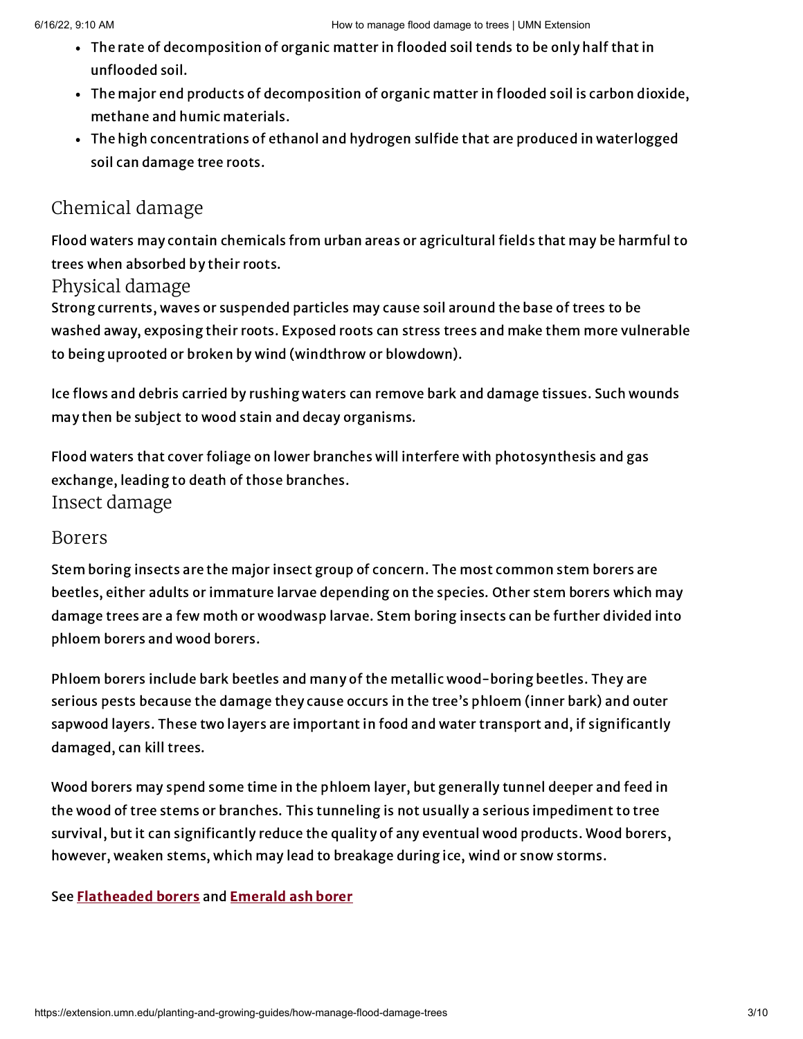- The rate of decomposition of organic matter in flooded soil tends to be only half that in unflooded soil.
- The major end products of decomposition of organic matter in flooded soil is carbon dioxide, methane and humic materials.
- The high concentrations of ethanol and hydrogen sulfide that are produced in waterlogged soil can damage tree roots.

## Chemical damage

Flood waters may contain chemicals from urban areas or agricultural fields that may be harmful to trees when absorbed by their roots.

## Physical damage

Strong currents, waves or suspended particles may cause soil around the base of trees to be washed away, exposing their roots. Exposed roots can stress trees and make them more vulnerable to being uprooted or broken by wind (windthrow or blowdown).

Ice flows and debris carried by rushing waters can remove bark and damage tissues. Such wounds may then be subject to wood stain and decay organisms.

Flood waters that cover foliage on lower branches will interfere with photosynthesis and gas exchange, leading to death of those branches.

## Insect damage

### Borers

Stem boring insects are the major insect group of concern. The most common stem borers are beetles, either adults or immature larvae depending on the species. Other stem borers which may damage trees are a few moth or woodwasp larvae. Stem boring insects can be further divided into phloem borers and wood borers.

Phloem borers include bark beetles and many of the metallic wood-boring beetles. They are serious pests because the damage they cause occurs in the tree's phloem (inner bark) and outer sapwood layers. These two layers are important in food and water transport and, if significantly damaged, can kill trees.

Wood borers may spend some time in the phloem layer, but generally tunnel deeper and feed in the wood of tree stems or branches. This tunneling is not usually a serious impediment to tree survival, but it can significantly reduce the quality of any eventual wood products. Wood borers, however, weaken stems, which may lead to breakage during ice, wind or snow storms.

See **Flatheaded borers** and **Emerald ash borer**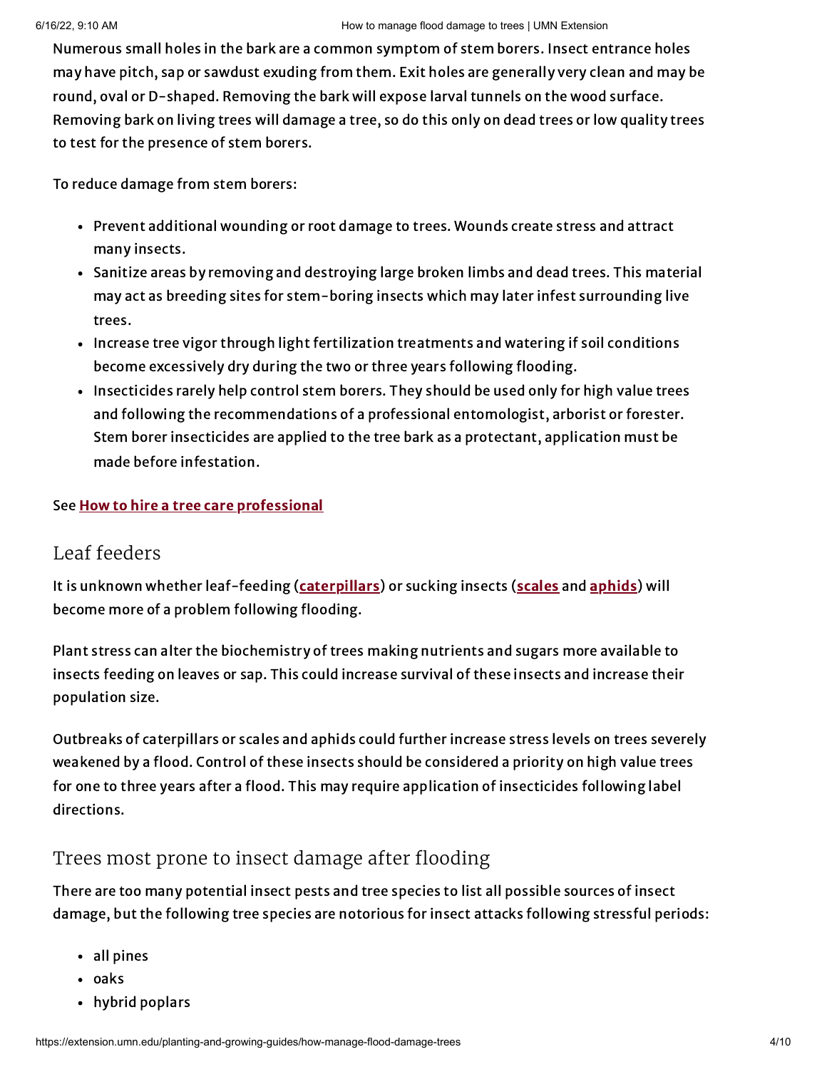Numerous small holes in the bark are a common symptom of stem borers. Insect entrance holes may have pitch, sap or sawdust exuding from them. Exit holes are generally very clean and may be round, oval or D-shaped. Removing the bark will expose larval tunnels on the wood surface. Removing bark on living trees will damage a tree, so do this only on dead trees or low quality trees to test for the presence of stem borers.

To reduce damage from stem borers:

- Prevent additional wounding or root damage to trees. Wounds create stress and attract many insects.
- Sanitize areas by removing and destroying large broken limbs and dead trees. This material may act as breeding sites for stem-boring insects which may later infest surrounding live trees.
- Increase tree vigor through light fertilization treatments and watering if soil conditions become excessively dry during the two or three years following flooding.
- Insecticides rarely help control stem borers. They should be used only for high value trees and following the recommendations of a professional entomologist, arborist or forester. Stem borer insecticides are applied to the tree bark as a protectant, application must be made before infestation.

See **How to hire a tree care professional**

## Leaf feeders

It is unknown whether leaf-feeding (**caterpillars**) or sucking insects (**scales** and **aphids**) will become more of a problem following flooding.

Plant stress can alter the biochemistry of trees making nutrients and sugars more available to insects feeding on leaves or sap. This could increase survival of these insects and increase their population size.

Outbreaks of caterpillars or scales and aphids could further increase stress levels on trees severely weakened by a flood. Control of these insects should be considered a priority on high value trees for one to three years after a flood. This may require application of insecticides following label directions.

## Trees most prone to insect damage after flooding

There are too many potential insect pests and tree species to list all possible sources of insect damage, but the following tree species are notorious for insect attacks following stressful periods:

- all pines
- oaks
- hybrid poplars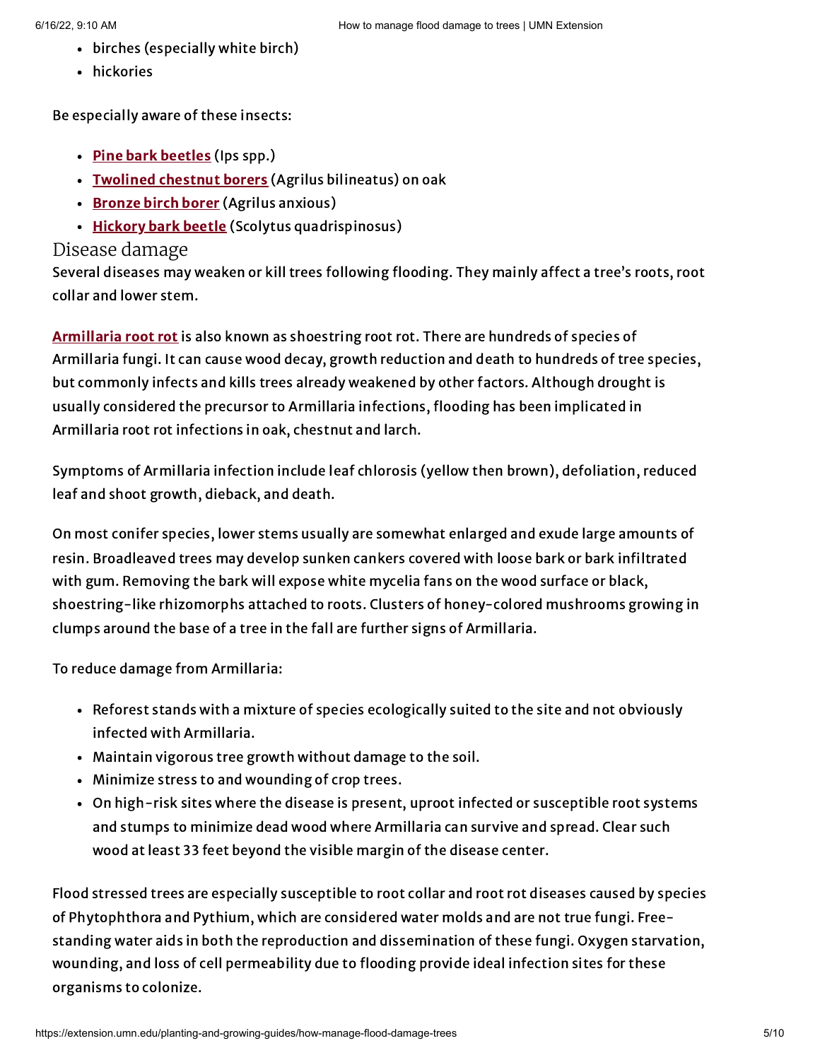- birches (especially white birch)
- hickories

Be especially aware of these insects:

- **Pine bark beetles** (Ips spp.)
- **Twolined chestnut borers** (Agrilus bilineatus) on oak
- **Bronze birch borer** (Agrilus anxious)
- **Hickory bark beetle** (Scolytus quadrispinosus)

## Disease damage

Several diseases may weaken or kill trees following flooding. They mainly affect a tree's roots, root collar and lower stem.

**Armillaria root rot** is also known as shoestring root rot. There are hundreds of species of Armillaria fungi. It can cause wood decay, growth reduction and death to hundreds of tree species, but commonly infects and kills trees already weakened by other factors. Although drought is usually considered the precursor to Armillaria infections, flooding has been implicated in Armillaria root rot infections in oak, chestnut and larch.

Symptoms of Armillaria infection include leaf chlorosis (yellow then brown), defoliation, reduced leaf and shoot growth, dieback, and death.

On most conifer species, lower stems usually are somewhat enlarged and exude large amounts of resin. Broadleaved trees may develop sunken cankers covered with loose bark or bark infiltrated with gum. Removing the bark will expose white mycelia fans on the wood surface or black, shoestring-like rhizomorphs attached to roots. Clusters of honey-colored mushrooms growing in clumps around the base of a tree in the fall are further signs of Armillaria.

To reduce damage from Armillaria:

- Reforest stands with a mixture of species ecologically suited to the site and not obviously infected with Armillaria.
- Maintain vigorous tree growth without damage to the soil.
- Minimize stress to and wounding of crop trees.
- On high-risk sites where the disease is present, uproot infected or susceptible root systems and stumps to minimize dead wood where Armillaria can survive and spread. Clear such wood at least 33 feet beyond the visible margin of the disease center.

Flood stressed trees are especially susceptible to root collar and root rot diseases caused by species of Phytophthora and Pythium, which are considered water molds and are not true fungi. Free-standing water aids in both the reproduction and dissemination of these fungi. Oxygen starvation, wounding, and loss of cell permeability due to flooding provide ideal infection sites for these organisms to colonize.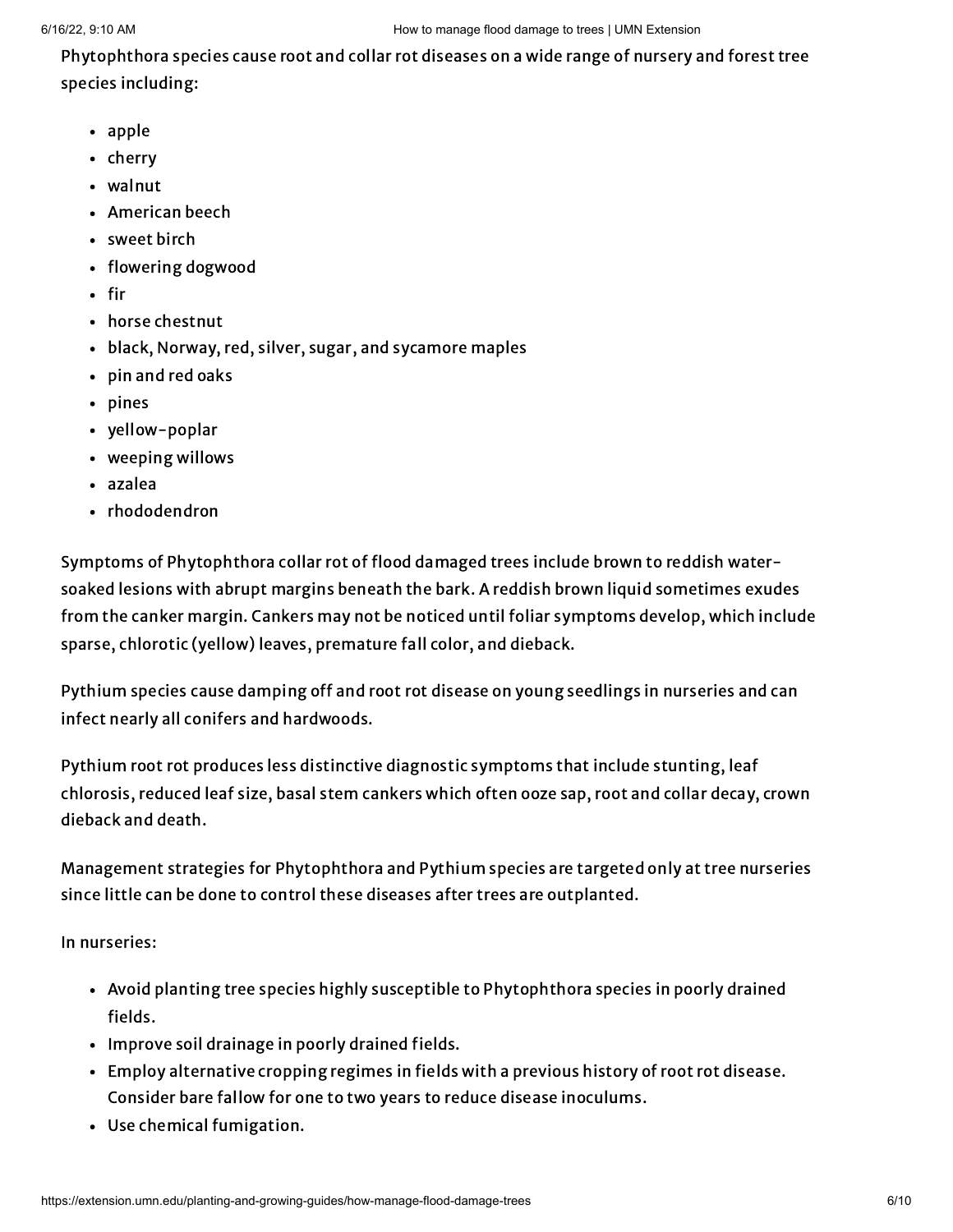Phytophthora species cause root and collar rot diseases on a wide range of nursery and forest tree species including:

- apple
- cherry
- walnut
- American beech
- sweet birch
- flowering dogwood
- fir
- horse chestnut
- black, Norway, red, silver, sugar, and sycamore maples
- pin and red oaks
- pines
- yellow-poplar
- weeping willows
- azalea
- rhododendron

Symptoms of Phytophthora collar rot of flood damaged trees include brown to reddish water-soaked lesions with abrupt margins beneath the bark. A reddish brown liquid sometimes exudes from the canker margin. Cankers may not be noticed until foliar symptoms develop, which include sparse, chlorotic (yellow) leaves, premature fall color, and dieback.

Pythium species cause damping off and root rot disease on young seedlings in nurseries and can infect nearly all conifers and hardwoods.

Pythium root rot produces less distinctive diagnostic symptoms that include stunting, leaf chlorosis, reduced leaf size, basal stem cankers which often ooze sap, root and collar decay, crown dieback and death.

Management strategies for Phytophthora and Pythium species are targeted only at tree nurseries since little can be done to control these diseases after trees are outplanted.

In nurseries:

- Avoid planting tree species highly susceptible to Phytophthora species in poorly drained fields.
- Improve soil drainage in poorly drained fields.
- Employ alternative cropping regimes in fields with a previous history of root rot disease. Consider bare fallow for one to two years to reduce disease inoculums.
- Use chemical fumigation.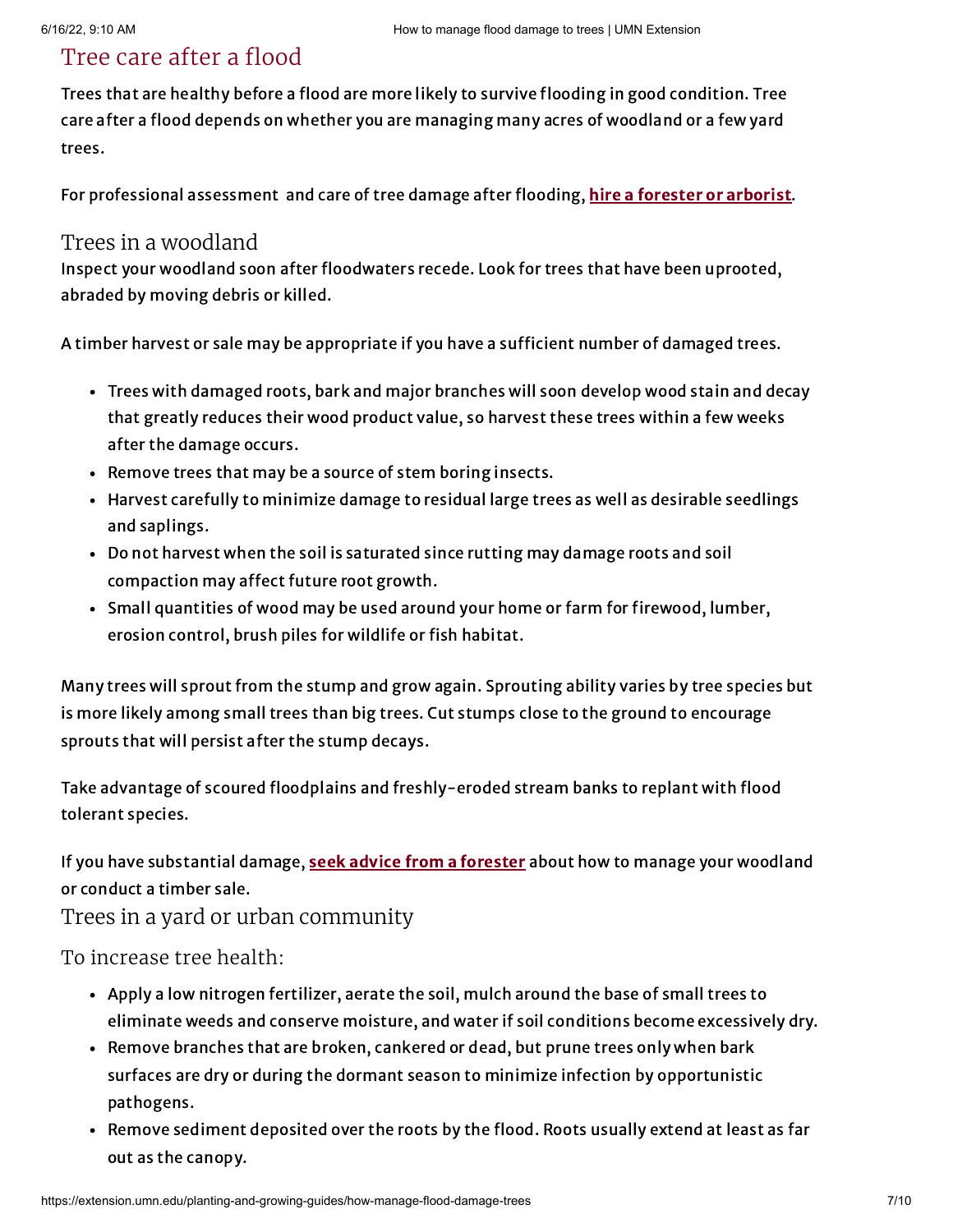## Tree care after a flood

Trees that are healthy before a flood are more likely to survive flooding in good condition. Tree care after a flood depends on whether you are managing many acres of woodland or a few yard trees.

For professional assessment and care of tree damage after flooding, **hire a forester or arborist**.

### Trees in a woodland

Inspect your woodland soon after floodwaters recede. Look for trees that have been uprooted, abraded by moving debris or killed.

A timber harvest or sale may be appropriate if you have a sufficient number of damaged trees.

- Trees with damaged roots, bark and major branches will soon develop wood stain and decay that greatly reduces their wood product value, so harvest these trees within a few weeks after the damage occurs.
- Remove trees that may be a source of stem boring insects.
- Harvest carefully to minimize damage to residual large trees as well as desirable seedlings and saplings.
- Do not harvest when the soil is saturated since rutting may damage roots and soil compaction may affect future root growth.
- Small quantities of wood may be used around your home or farm for firewood, lumber, erosion control, brush piles for wildlife or fish habitat.

Many trees will sprout from the stump and grow again. Sprouting ability varies by tree species but is more likely among small trees than big trees. Cut stumps close to the ground to encourage sprouts that will persist after the stump decays.

Take advantage of scoured floodplains and freshly-eroded stream banks to replant with flood tolerant species.

If you have substantial damage, **seek advice from a forester** about how to manage your woodland or conduct a timber sale.

### Trees in a yard or urban community

#### To increase tree health:

- Apply a low nitrogen fertilizer, aerate the soil, mulch around the base of small trees to eliminate weeds and conserve moisture, and water if soil conditions become excessively dry.
- Remove branches that are broken, cankered or dead, but prune trees only when bark surfaces are dry or during the dormant season to minimize infection by opportunistic pathogens.
- Remove sediment deposited over the roots by the flood. Roots usually extend at least as far out as the canopy.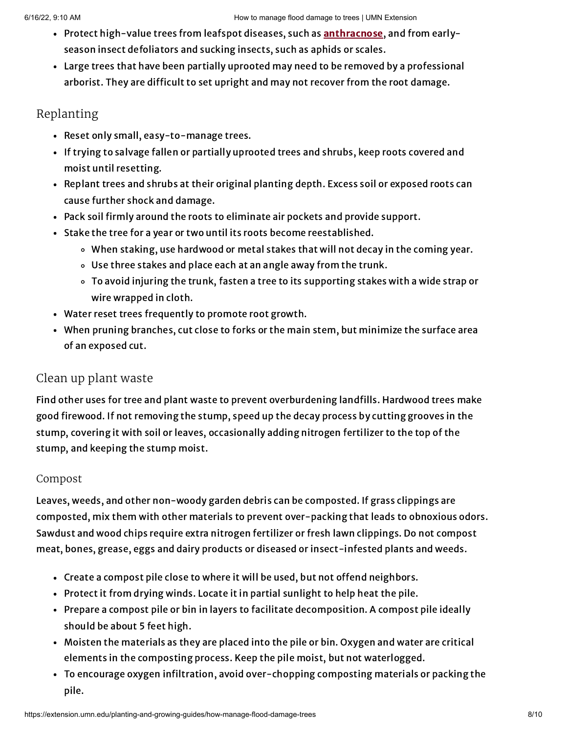- Protect high-value trees from leafspot diseases, such as **anthracnose**, and from early-season insect defoliators and sucking insects, such as aphids or scales.
- Large trees that have been partially uprooted may need to be removed by a professional arborist. They are difficult to set upright and may not recover from the root damage.

## Replanting

- Reset only small, easy-to-manage trees.
- If trying to salvage fallen or partially uprooted trees and shrubs, keep roots covered and moist until resetting.
- Replant trees and shrubs at their original planting depth. Excess soil or exposed roots can cause further shock and damage.
- Pack soil firmly around the roots to eliminate air pockets and provide support.
- Stake the tree for a year or two until its roots become reestablished.
  - When staking, use hardwood or metal stakes that will not decay in the coming year.
  - Use three stakes and place each at an angle away from the trunk.
  - To avoid injuring the trunk, fasten a tree to its supporting stakes with a wide strap or wire wrapped in cloth.
- Water reset trees frequently to promote root growth.
- When pruning branches, cut close to forks or the main stem, but minimize the surface area of an exposed cut.

## Clean up plant waste

Find other uses for tree and plant waste to prevent overburdening landfills. Hardwood trees make good firewood. If not removing the stump, speed up the decay process by cutting grooves in the stump, covering it with soil or leaves, occasionally adding nitrogen fertilizer to the top of the stump, and keeping the stump moist.

### Compost

Leaves, weeds, and other non-woody garden debris can be composted. If grass clippings are composted, mix them with other materials to prevent over-packing that leads to obnoxious odors. Sawdust and wood chips require extra nitrogen fertilizer or fresh lawn clippings. Do not compost meat, bones, grease, eggs and dairy products or diseased or insect-infested plants and weeds.

- Create a compost pile close to where it will be used, but not offend neighbors.
- Protect it from drying winds. Locate it in partial sunlight to help heat the pile.
- Prepare a compost pile or bin in layers to facilitate decomposition. A compost pile ideally should be about 5 feet high.
- Moisten the materials as they are placed into the pile or bin. Oxygen and water are critical elements in the composting process. Keep the pile moist, but not waterlogged.
- To encourage oxygen infiltration, avoid over-chopping composting materials or packing the pile.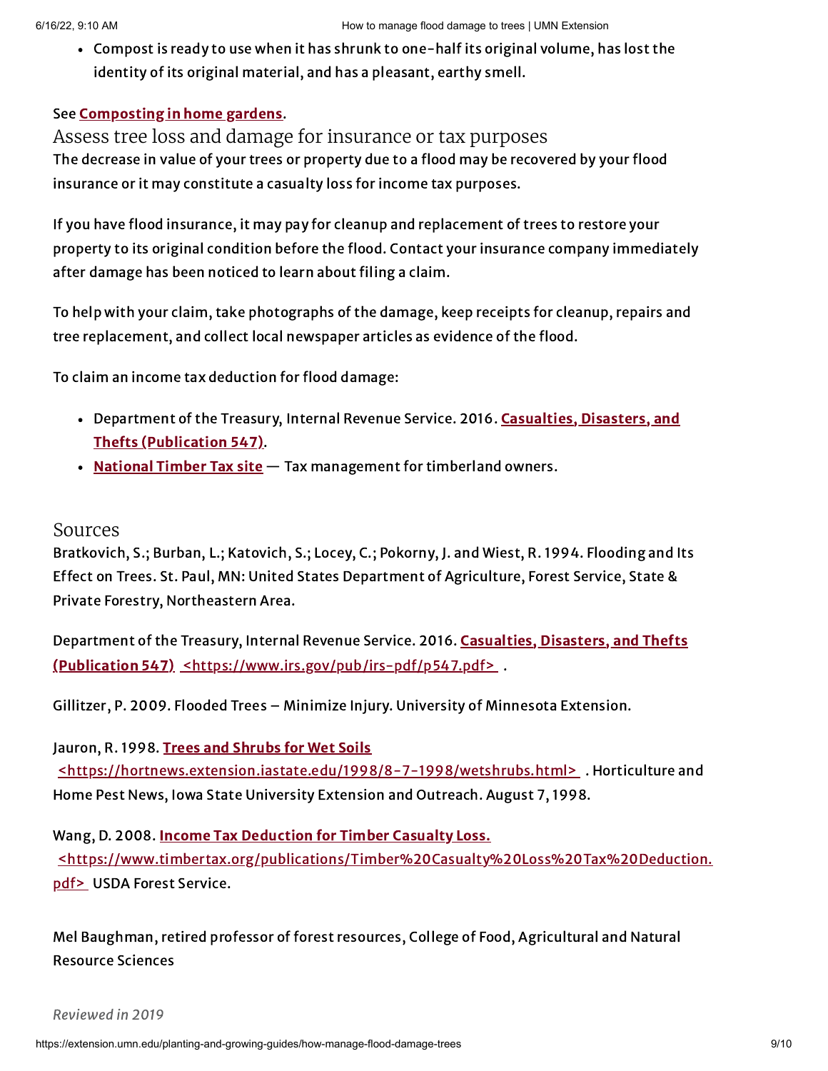- Compost is ready to use when it has shrunk to one-half its original volume, has lost the identity of its original material, and has a pleasant, earthy smell.

See **Composting in home gardens**.

## Assess tree loss and damage for insurance or tax purposes

The decrease in value of your trees or property due to a flood may be recovered by your flood insurance or it may constitute a casualty loss for income tax purposes.

If you have flood insurance, it may pay for cleanup and replacement of trees to restore your property to its original condition before the flood. Contact your insurance company immediately after damage has been noticed to learn about filing a claim.

To help with your claim, take photographs of the damage, keep receipts for cleanup, repairs and tree replacement, and collect local newspaper articles as evidence of the flood.

To claim an income tax deduction for flood damage:

- Department of the Treasury, Internal Revenue Service. 2016. **Casualties, Disasters, and Thefts (Publication 547)**.
- **National Timber Tax site** — Tax management for timberland owners.

## Sources

Bratkovich, S.; Burban, L.; Katovich, S.; Locey, C.; Pokorny, J. and Wiest, R. 1994. Flooding and Its Effect on Trees. St. Paul, MN: United States Department of Agriculture, Forest Service, State & Private Forestry, Northeastern Area.

Department of the Treasury, Internal Revenue Service. 2016. **Casualties, Disasters, and Thefts (Publication 547)** <https://www.irs.gov/pub/irs-pdf/p547.pdf> .

Gillitzer, P. 2009. Flooded Trees – Minimize Injury. University of Minnesota Extension.

Jauron, R. 1998. **Trees and Shrubs for Wet Soils** <https://hortnews.extension.iastate.edu/1998/8-7-1998/wetshrubs.html> . Horticulture and Home Pest News, Iowa State University Extension and Outreach. August 7, 1998.

Wang, D. 2008. **Income Tax Deduction for Timber Casualty Loss.** <https://www.timbertax.org/publications/Timber%20Casualty%20Loss%20Tax%20Deduction.pdf> USDA Forest Service.

Mel Baughman, retired professor of forest resources, College of Food, Agricultural and Natural Resource Sciences

*Reviewed in 2019*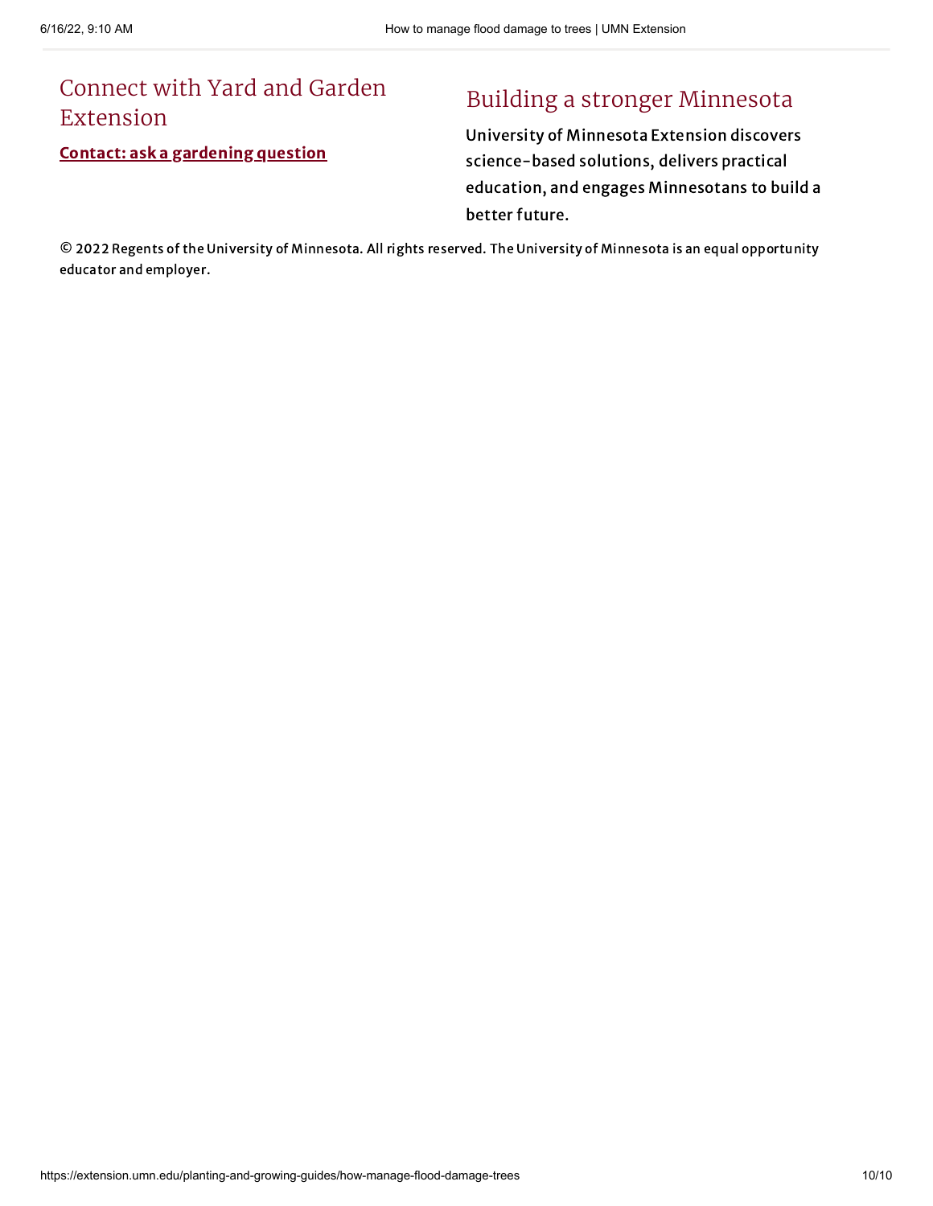## Connect with Yard and Garden Extension

**Contact: ask a gardening question**

## Building a stronger Minnesota

University of Minnesota Extension discovers science-based solutions, delivers practical education, and engages Minnesotans to build a better future.

© 2022 Regents of the University of Minnesota. All rights reserved. The University of Minnesota is an equal opportunity educator and employer.